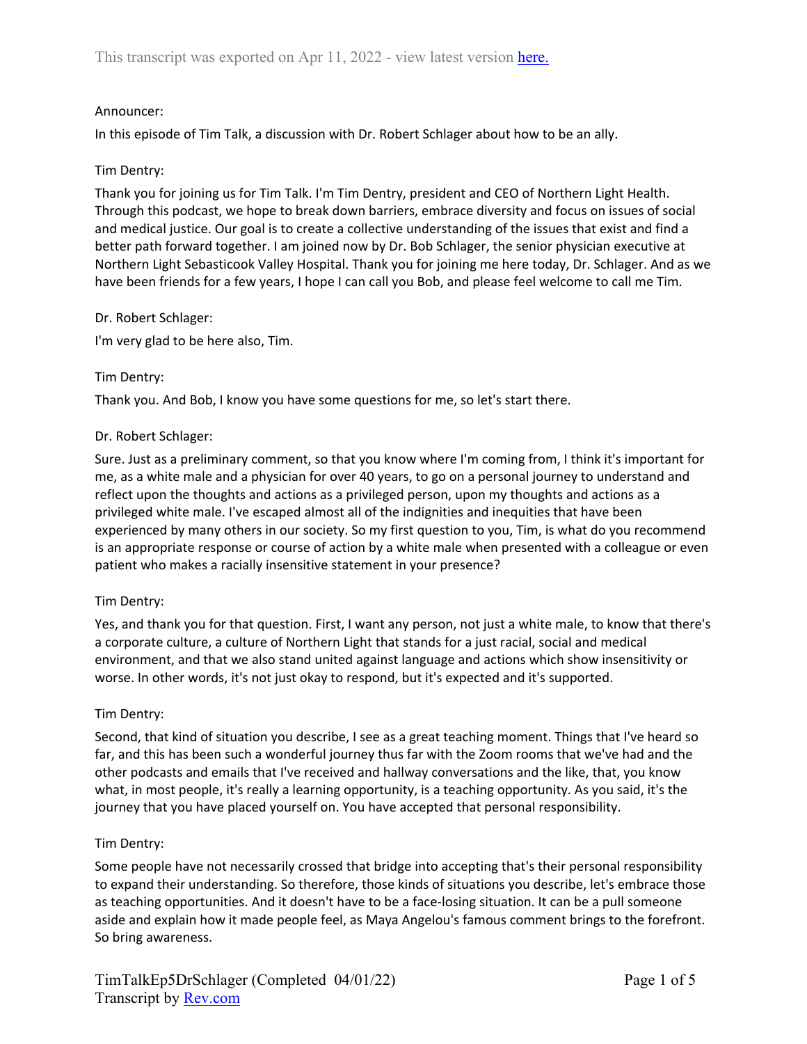This transcript was exported on Apr 11, 2022 - view latest version here.

Announcer:

In this episode of Tim Talk, a discussion with Dr. Robert Schlager about how to be an ally.

Tim Dentry:

Thank you for joining us for Tim Talk. I'm Tim Dentry, president and CEO of Northern Light Health. Through this podcast, we hope to break down barriers, embrace diversity and focus on issues of social and medical justice. Our goal is to create a collective understanding of the issues that exist and find a better path forward together. I am joined now by Dr. Bob Schlager, the senior physician executive at Northern Light Sebasticook Valley Hospital. Thank you for joining me here today, Dr. Schlager. And as we have been friends for a few years, I hope I can call you Bob, and please feel welcome to call me Tim.

Dr. Robert Schlager:

I'm very glad to be here also, Tim.

Tim Dentry:

Thank you. And Bob, I know you have some questions for me, so let's start there.

Dr. Robert Schlager:

Sure. Just as a preliminary comment, so that you know where I'm coming from, I think it's important for me, as a white male and a physician for over 40 years, to go on a personal journey to understand and reflect upon the thoughts and actions as a privileged person, upon my thoughts and actions as a privileged white male. I've escaped almost all of the indignities and inequities that have been experienced by many others in our society. So my first question to you, Tim, is what do you recommend is an appropriate response or course of action by a white male when presented with a colleague or even patient who makes a racially insensitive statement in your presence?

Tim Dentry:

Yes, and thank you for that question. First, I want any person, not just a white male, to know that there's a corporate culture, a culture of Northern Light that stands for a just racial, social and medical environment, and that we also stand united against language and actions which show insensitivity or worse. In other words, it's not just okay to respond, but it's expected and it's supported.

Tim Dentry:

Second, that kind of situation you describe, I see as a great teaching moment. Things that I've heard so far, and this has been such a wonderful journey thus far with the Zoom rooms that we've had and the other podcasts and emails that I've received and hallway conversations and the like, that, you know what, in most people, it's really a learning opportunity, is a teaching opportunity. As you said, it's the journey that you have placed yourself on. You have accepted that personal responsibility.

Tim Dentry:

Some people have not necessarily crossed that bridge into accepting that's their personal responsibility to expand their understanding. So therefore, those kinds of situations you describe, let's embrace those as teaching opportunities. And it doesn't have to be a face-losing situation. It can be a pull someone aside and explain how it made people feel, as Maya Angelou's famous comment brings to the forefront. So bring awareness.

TimTalkEp5DrSchlager (Completed 04/01/22)
Transcript by Rev.com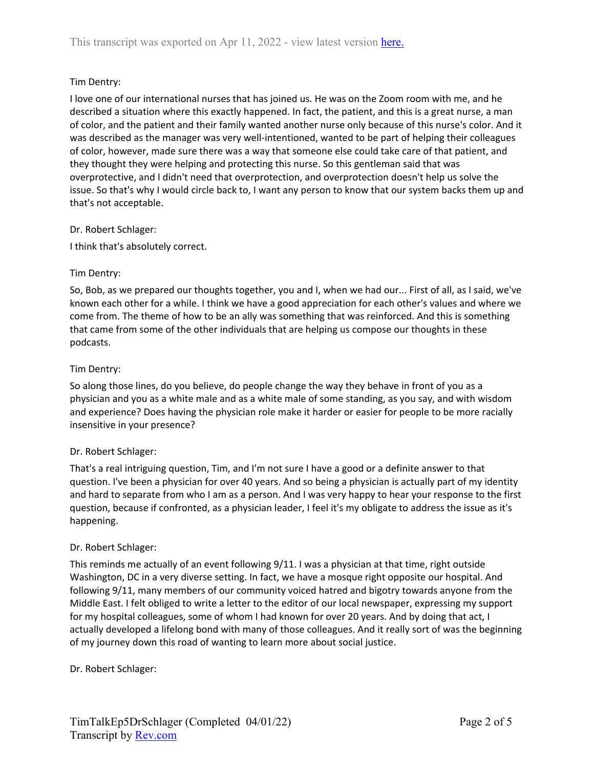Tim Dentry:

I love one of our international nurses that has joined us. He was on the Zoom room with me, and he described a situation where this exactly happened. In fact, the patient, and this is a great nurse, a man of color, and the patient and their family wanted another nurse only because of this nurse's color. And it was described as the manager was very well-intentioned, wanted to be part of helping their colleagues of color, however, made sure there was a way that someone else could take care of that patient, and they thought they were helping and protecting this nurse. So this gentleman said that was overprotective, and I didn't need that overprotection, and overprotection doesn't help us solve the issue. So that's why I would circle back to, I want any person to know that our system backs them up and that's not acceptable.

Dr. Robert Schlager:

I think that's absolutely correct.

Tim Dentry:

So, Bob, as we prepared our thoughts together, you and I, when we had our... First of all, as I said, we've known each other for a while. I think we have a good appreciation for each other's values and where we come from. The theme of how to be an ally was something that was reinforced. And this is something that came from some of the other individuals that are helping us compose our thoughts in these podcasts.

Tim Dentry:

So along those lines, do you believe, do people change the way they behave in front of you as a physician and you as a white male and as a white male of some standing, as you say, and with wisdom and experience? Does having the physician role make it harder or easier for people to be more racially insensitive in your presence?

Dr. Robert Schlager:

That's a real intriguing question, Tim, and I'm not sure I have a good or a definite answer to that question. I've been a physician for over 40 years. And so being a physician is actually part of my identity and hard to separate from who I am as a person. And I was very happy to hear your response to the first question, because if confronted, as a physician leader, I feel it's my obligate to address the issue as it's happening.

Dr. Robert Schlager:

This reminds me actually of an event following 9/11. I was a physician at that time, right outside Washington, DC in a very diverse setting. In fact, we have a mosque right opposite our hospital. And following 9/11, many members of our community voiced hatred and bigotry towards anyone from the Middle East. I felt obliged to write a letter to the editor of our local newspaper, expressing my support for my hospital colleagues, some of whom I had known for over 20 years. And by doing that act, I actually developed a lifelong bond with many of those colleagues. And it really sort of was the beginning of my journey down this road of wanting to learn more about social justice.

Dr. Robert Schlager: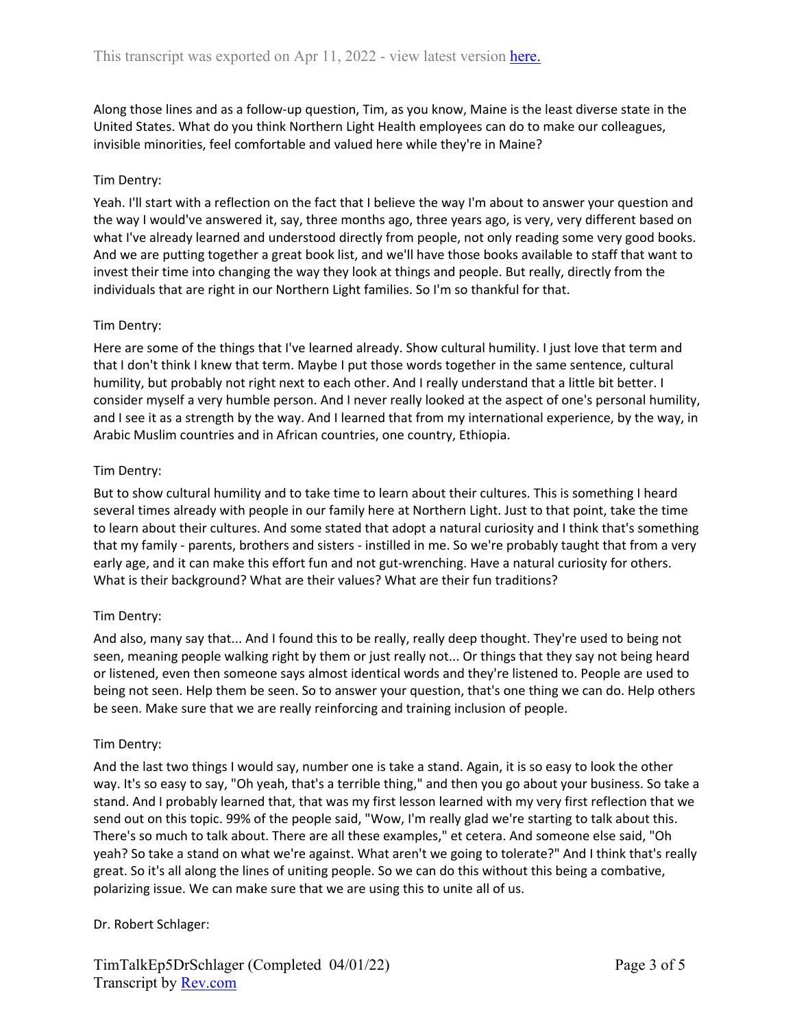Along those lines and as a follow-up question, Tim, as you know, Maine is the least diverse state in the United States. What do you think Northern Light Health employees can do to make our colleagues, invisible minorities, feel comfortable and valued here while they're in Maine?

Tim Dentry:

Yeah. I'll start with a reflection on the fact that I believe the way I'm about to answer your question and the way I would've answered it, say, three months ago, three years ago, is very, very different based on what I've already learned and understood directly from people, not only reading some very good books. And we are putting together a great book list, and we'll have those books available to staff that want to invest their time into changing the way they look at things and people. But really, directly from the individuals that are right in our Northern Light families. So I'm so thankful for that.

Tim Dentry:

Here are some of the things that I've learned already. Show cultural humility. I just love that term and that I don't think I knew that term. Maybe I put those words together in the same sentence, cultural humility, but probably not right next to each other. And I really understand that a little bit better. I consider myself a very humble person. And I never really looked at the aspect of one's personal humility, and I see it as a strength by the way. And I learned that from my international experience, by the way, in Arabic Muslim countries and in African countries, one country, Ethiopia.

Tim Dentry:

But to show cultural humility and to take time to learn about their cultures. This is something I heard several times already with people in our family here at Northern Light. Just to that point, take the time to learn about their cultures. And some stated that adopt a natural curiosity and I think that's something that my family - parents, brothers and sisters - instilled in me. So we're probably taught that from a very early age, and it can make this effort fun and not gut-wrenching. Have a natural curiosity for others. What is their background? What are their values? What are their fun traditions?

Tim Dentry:

And also, many say that... And I found this to be really, really deep thought. They're used to being not seen, meaning people walking right by them or just really not... Or things that they say not being heard or listened, even then someone says almost identical words and they're listened to. People are used to being not seen. Help them be seen. So to answer your question, that's one thing we can do. Help others be seen. Make sure that we are really reinforcing and training inclusion of people.

Tim Dentry:

And the last two things I would say, number one is take a stand. Again, it is so easy to look the other way. It's so easy to say, "Oh yeah, that's a terrible thing," and then you go about your business. So take a stand. And I probably learned that, that was my first lesson learned with my very first reflection that we send out on this topic. 99% of the people said, "Wow, I'm really glad we're starting to talk about this. There's so much to talk about. There are all these examples," et cetera. And someone else said, "Oh yeah? So take a stand on what we're against. What aren't we going to tolerate?" And I think that's really great. So it's all along the lines of uniting people. So we can do this without this being a combative, polarizing issue. We can make sure that we are using this to unite all of us.

Dr. Robert Schlager: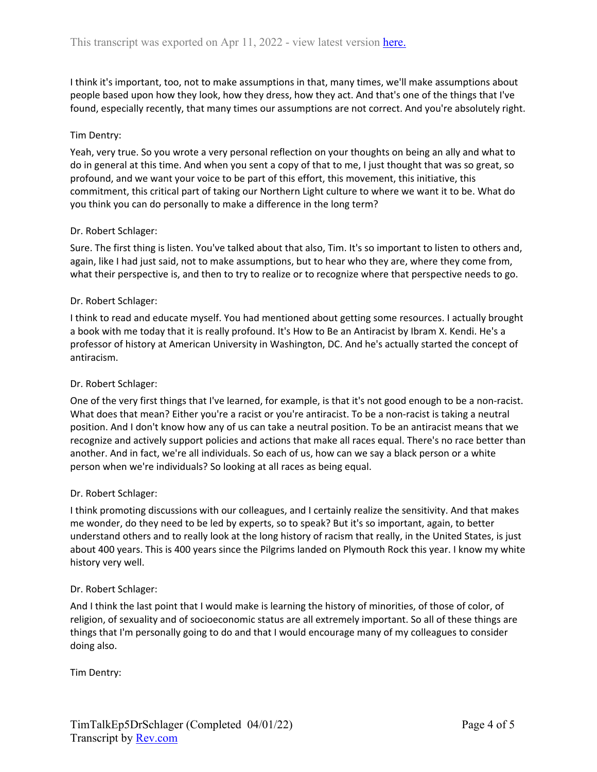I think it's important, too, not to make assumptions in that, many times, we'll make assumptions about people based upon how they look, how they dress, how they act. And that's one of the things that I've found, especially recently, that many times our assumptions are not correct. And you're absolutely right.

Tim Dentry:

Yeah, very true. So you wrote a very personal reflection on your thoughts on being an ally and what to do in general at this time. And when you sent a copy of that to me, I just thought that was so great, so profound, and we want your voice to be part of this effort, this movement, this initiative, this commitment, this critical part of taking our Northern Light culture to where we want it to be. What do you think you can do personally to make a difference in the long term?

Dr. Robert Schlager:

Sure. The first thing is listen. You've talked about that also, Tim. It's so important to listen to others and, again, like I had just said, not to make assumptions, but to hear who they are, where they come from, what their perspective is, and then to try to realize or to recognize where that perspective needs to go.

Dr. Robert Schlager:

I think to read and educate myself. You had mentioned about getting some resources. I actually brought a book with me today that it is really profound. It's How to Be an Antiracist by Ibram X. Kendi. He's a professor of history at American University in Washington, DC. And he's actually started the concept of antiracism.

Dr. Robert Schlager:

One of the very first things that I've learned, for example, is that it's not good enough to be a non-racist. What does that mean? Either you're a racist or you're antiracist. To be a non-racist is taking a neutral position. And I don't know how any of us can take a neutral position. To be an antiracist means that we recognize and actively support policies and actions that make all races equal. There's no race better than another. And in fact, we're all individuals. So each of us, how can we say a black person or a white person when we're individuals? So looking at all races as being equal.

Dr. Robert Schlager:

I think promoting discussions with our colleagues, and I certainly realize the sensitivity. And that makes me wonder, do they need to be led by experts, so to speak? But it's so important, again, to better understand others and to really look at the long history of racism that really, in the United States, is just about 400 years. This is 400 years since the Pilgrims landed on Plymouth Rock this year. I know my white history very well.

Dr. Robert Schlager:

And I think the last point that I would make is learning the history of minorities, of those of color, of religion, of sexuality and of socioeconomic status are all extremely important. So all of these things are things that I'm personally going to do and that I would encourage many of my colleagues to consider doing also.

Tim Dentry: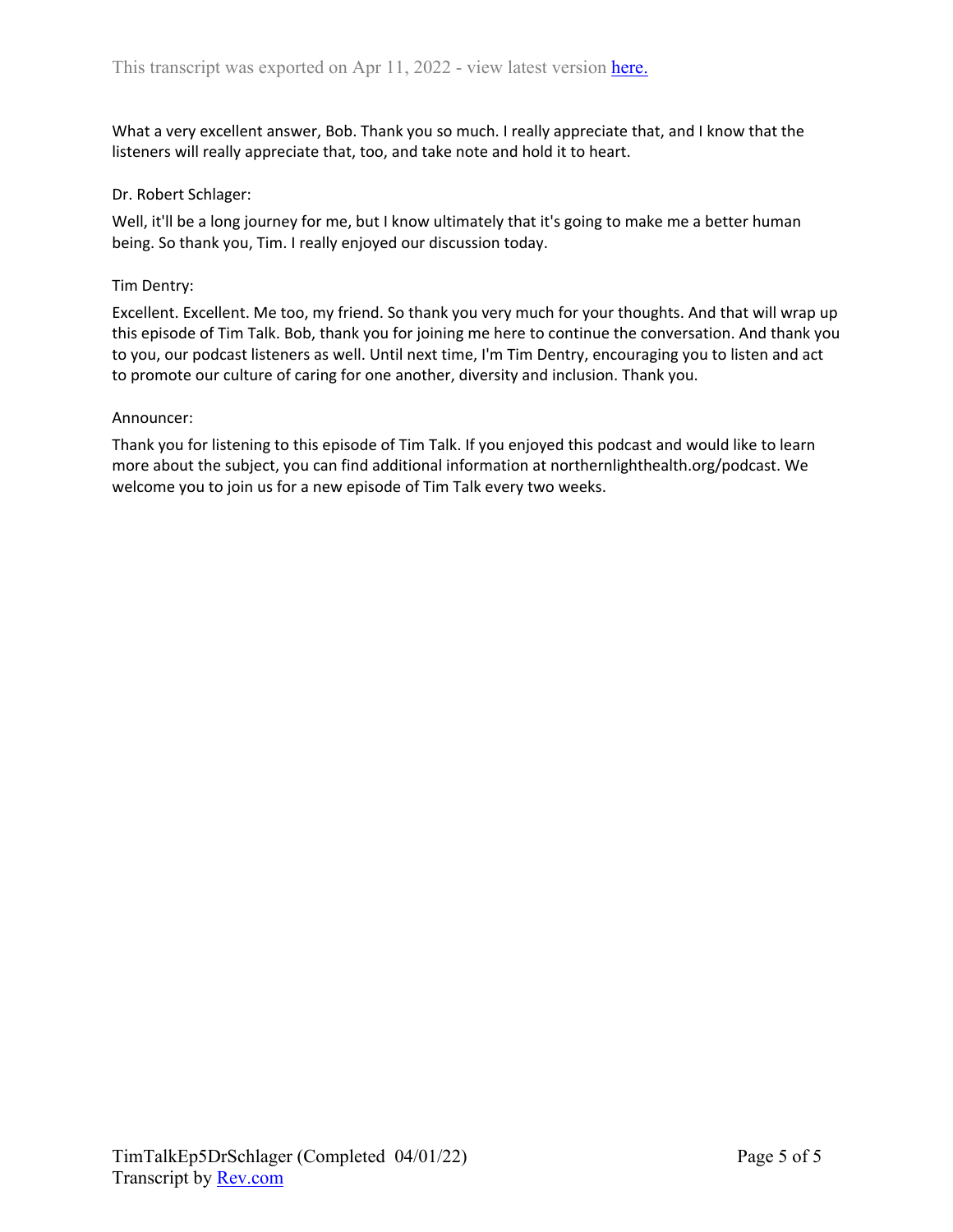What a very excellent answer, Bob. Thank you so much. I really appreciate that, and I know that the listeners will really appreciate that, too, and take note and hold it to heart.

Dr. Robert Schlager:

Well, it'll be a long journey for me, but I know ultimately that it's going to make me a better human being. So thank you, Tim. I really enjoyed our discussion today.

Tim Dentry:

Excellent. Excellent. Me too, my friend. So thank you very much for your thoughts. And that will wrap up this episode of Tim Talk. Bob, thank you for joining me here to continue the conversation. And thank you to you, our podcast listeners as well. Until next time, I'm Tim Dentry, encouraging you to listen and act to promote our culture of caring for one another, diversity and inclusion. Thank you.

Announcer:

Thank you for listening to this episode of Tim Talk. If you enjoyed this podcast and would like to learn more about the subject, you can find additional information at northernlighthealth.org/podcast. We welcome you to join us for a new episode of Tim Talk every two weeks.